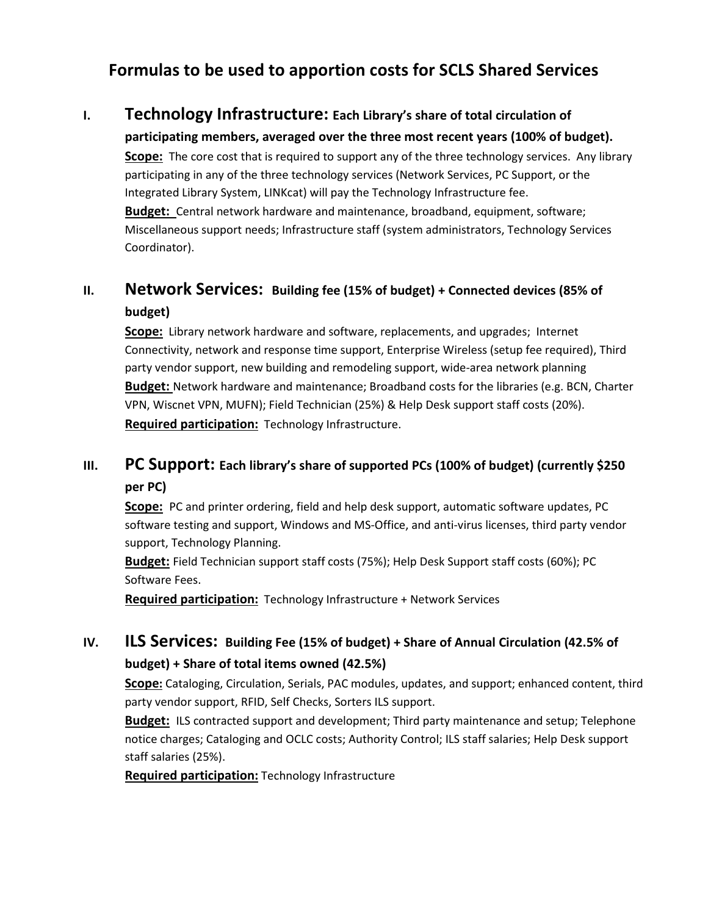# Formulas to be used to apportion costs for SCLS Shared Services

## I. Technology Infrastructure: Each Library's share of total circulation of participating members, averaged over the three most recent years (100% of budget).

**Scope:** The core cost that is required to support any of the three technology services. Any library participating in any of the three technology services (Network Services, PC Support, or the Integrated Library System, LINKcat) will pay the Technology Infrastructure fee.

**Budget:** Central network hardware and maintenance, broadband, equipment, software; Miscellaneous support needs; Infrastructure staff (system administrators, Technology Services Coordinator).

## II. Network Services: Building fee (15% of budget) + Connected devices (85% of budget)

**Scope:** Library network hardware and software, replacements, and upgrades; Internet Connectivity, network and response time support, Enterprise Wireless (setup fee required), Third party vendor support, new building and remodeling support, wide-area network planning

**Budget:** Network hardware and maintenance; Broadband costs for the libraries (e.g. BCN, Charter VPN, Wiscnet VPN, MUFN); Field Technician (25%) & Help Desk support staff costs (20%).

**Required participation:** Technology Infrastructure.

## III. PC Support: Each library's share of supported PCs (100% of budget) (currently $250 per PC)

**Scope:** PC and printer ordering, field and help desk support, automatic software updates, PC software testing and support, Windows and MS-Office, and anti-virus licenses, third party vendor support, Technology Planning.

**Budget:** Field Technician support staff costs (75%); Help Desk Support staff costs (60%); PC Software Fees.

**Required participation:** Technology Infrastructure + Network Services

## IV. ILS Services: Building Fee (15% of budget) + Share of Annual Circulation (42.5% of budget) + Share of total items owned (42.5%)

**Scope:** Cataloging, Circulation, Serials, PAC modules, updates, and support; enhanced content, third party vendor support, RFID, Self Checks, Sorters ILS support.

**Budget:** ILS contracted support and development; Third party maintenance and setup; Telephone notice charges; Cataloging and OCLC costs; Authority Control; ILS staff salaries; Help Desk support staff salaries (25%).

**Required participation:** Technology Infrastructure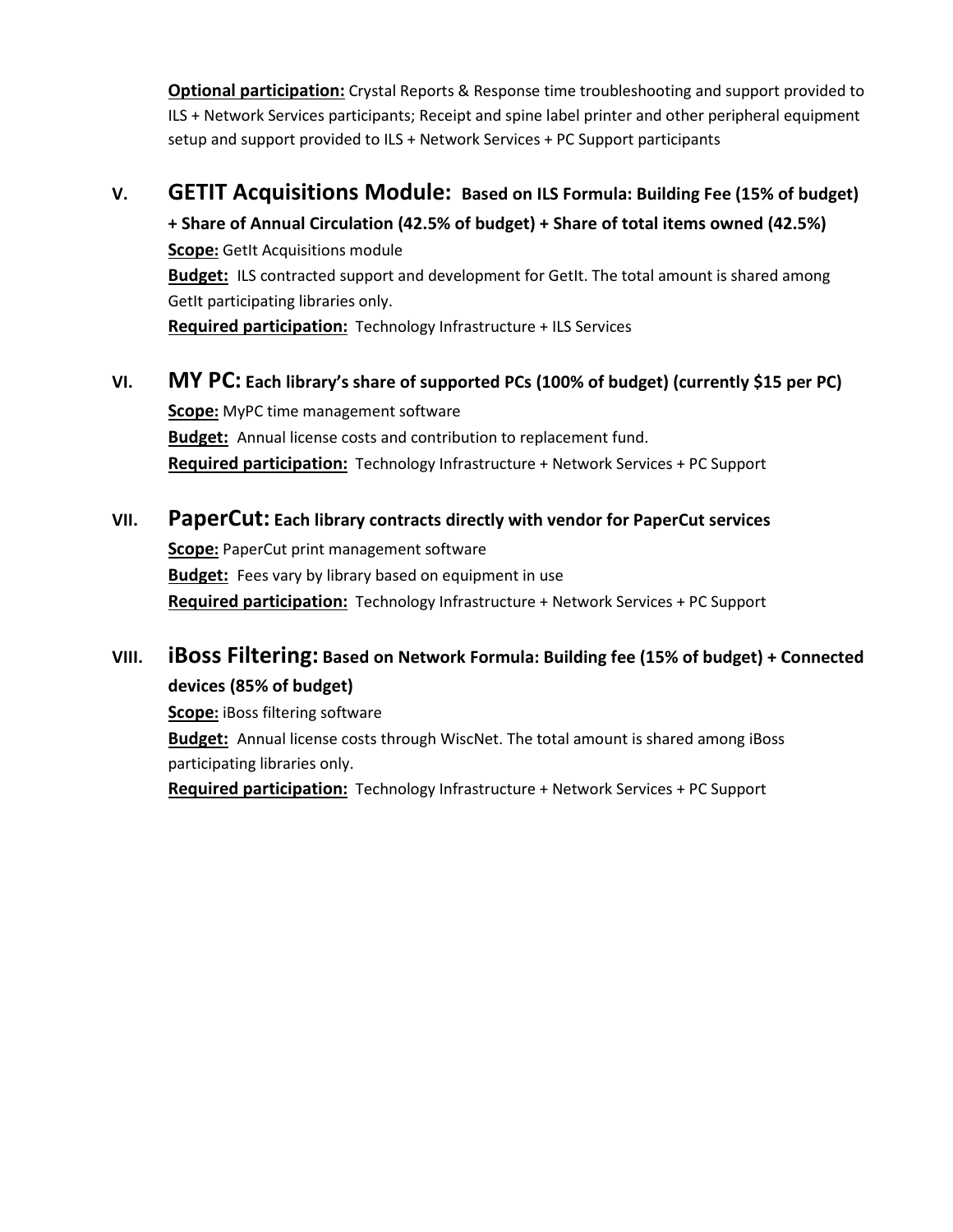**Optional participation:** Crystal Reports & Response time troubleshooting and support provided to ILS + Network Services participants; Receipt and spine label printer and other peripheral equipment setup and support provided to ILS + Network Services + PC Support participants

## V. GETIT Acquisitions Module: Based on ILS Formula: Building Fee (15% of budget) + Share of Annual Circulation (42.5% of budget) + Share of total items owned (42.5%)

**Scope:** GetIt Acquisitions module

**Budget:** ILS contracted support and development for GetIt. The total amount is shared among GetIt participating libraries only.

**Required participation:** Technology Infrastructure + ILS Services

## VI. MY PC: Each library's share of supported PCs (100% of budget) (currently $15 per PC)

**Scope:** MyPC time management software

**Budget:** Annual license costs and contribution to replacement fund.

**Required participation:** Technology Infrastructure + Network Services + PC Support

## VII. PaperCut: Each library contracts directly with vendor for PaperCut services

**Scope:** PaperCut print management software

**Budget:** Fees vary by library based on equipment in use

**Required participation:** Technology Infrastructure + Network Services + PC Support

## VIII. iBoss Filtering: Based on Network Formula: Building fee (15% of budget) + Connected devices (85% of budget)

**Scope:** iBoss filtering software

**Budget:** Annual license costs through WiscNet. The total amount is shared among iBoss participating libraries only.

**Required participation:** Technology Infrastructure + Network Services + PC Support